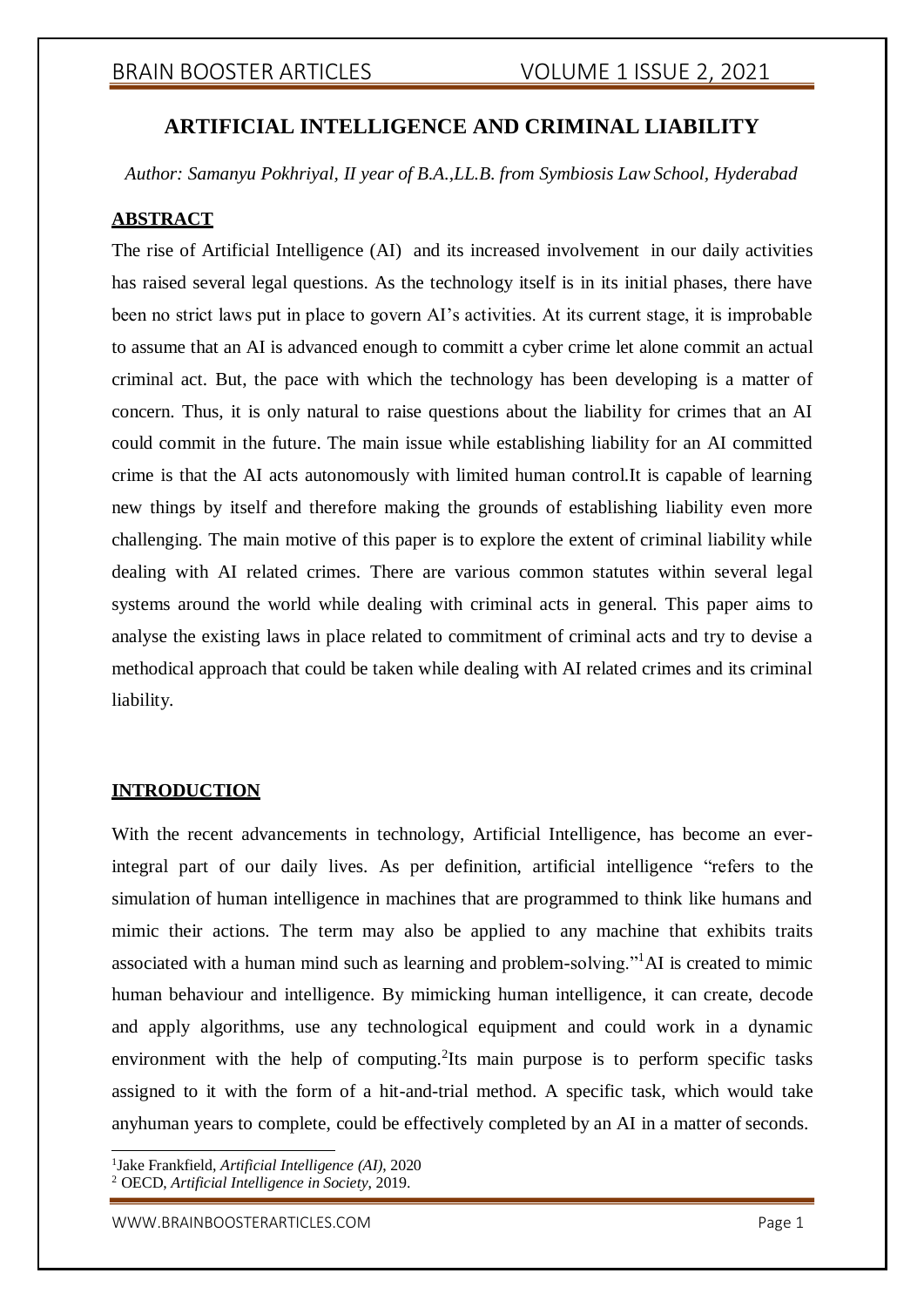# ARTIFICIAL INTELLIGENCE AND CRIMINAL LIABILITY

*Author: Samanyu Pokhriyal, II year of B.A.,LL.B. from Symbiosis Law School, Hyderabad*

## ABSTRACT

The rise of Artificial Intelligence (AI) and its increased involvement in our daily activities has raised several legal questions. As the technology itself is in its initial phases, there have been no strict laws put in place to govern AI's activities. At its current stage, it is improbable to assume that an AI is advanced enough to committ a cyber crime let alone commit an actual criminal act. But, the pace with which the technology has been developing is a matter of concern. Thus, it is only natural to raise questions about the liability for crimes that an AI could commit in the future. The main issue while establishing liability for an AI committed crime is that the AI acts autonomously with limited human control.It is capable of learning new things by itself and therefore making the grounds of establishing liability even more challenging. The main motive of this paper is to explore the extent of criminal liability while dealing with AI related crimes. There are various common statutes within several legal systems around the world while dealing with criminal acts in general. This paper aims to analyse the existing laws in place related to commitment of criminal acts and try to devise a methodical approach that could be taken while dealing with AI related crimes and its criminal liability.

## INTRODUCTION

With the recent advancements in technology, Artificial Intelligence, has become an ever-integral part of our daily lives. As per definition, artificial intelligence "refers to the simulation of human intelligence in machines that are programmed to think like humans and mimic their actions. The term may also be applied to any machine that exhibits traits associated with a human mind such as learning and problem-solving."[1]AI is created to mimic human behaviour and intelligence. By mimicking human intelligence, it can create, decode and apply algorithms, use any technological equipment and could work in a dynamic environment with the help of computing.[2]Its main purpose is to perform specific tasks assigned to it with the form of a hit-and-trial method. A specific task, which would take anyhuman years to complete, could be effectively completed by an AI in a matter of seconds.

---

[1]Jake Frankfield, *Artificial Intelligence (AI)*, 2020

[2] OECD, *Artificial Intelligence in Society*, 2019.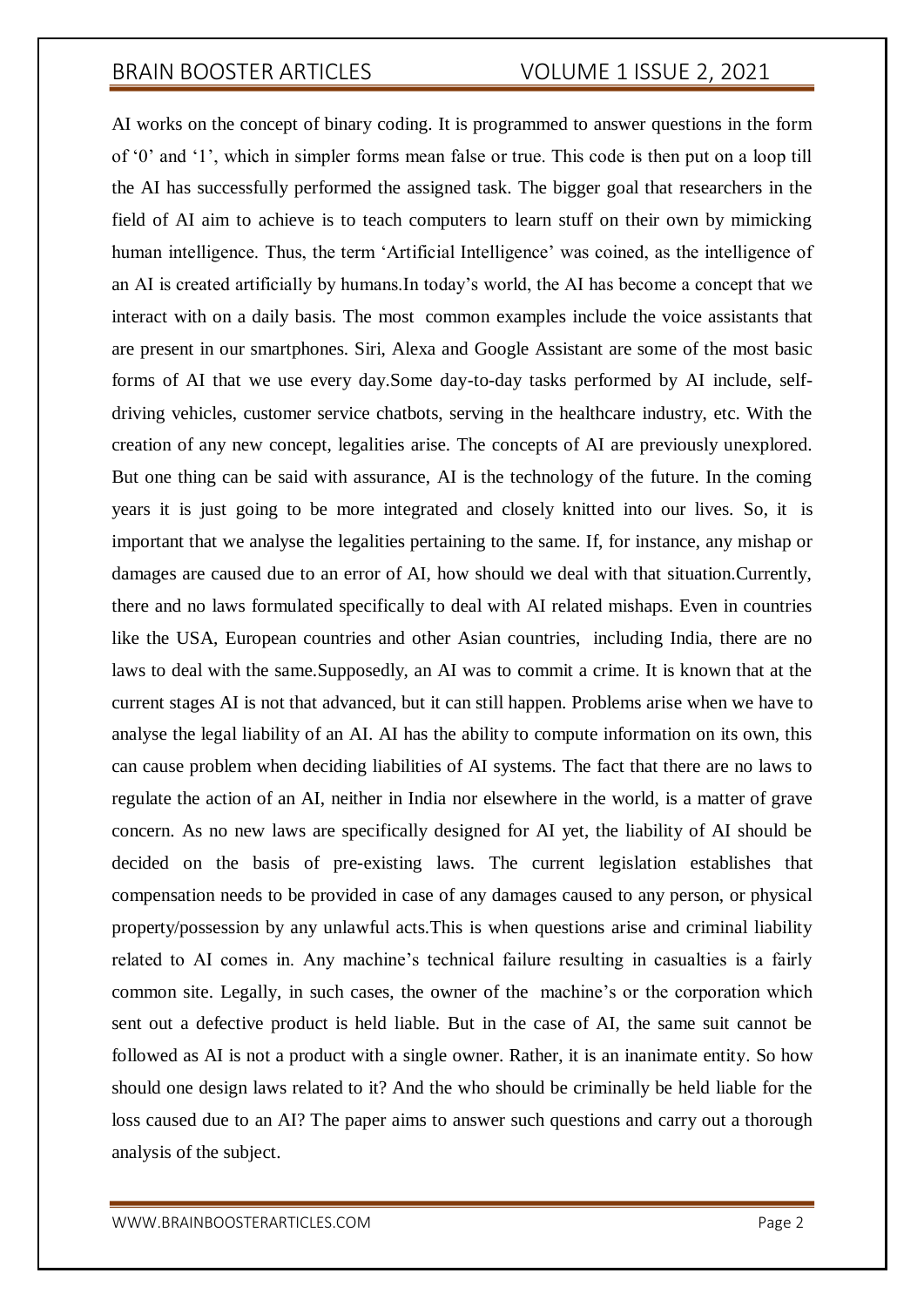AI works on the concept of binary coding. It is programmed to answer questions in the form of '0' and '1', which in simpler forms mean false or true. This code is then put on a loop till the AI has successfully performed the assigned task. The bigger goal that researchers in the field of AI aim to achieve is to teach computers to learn stuff on their own by mimicking human intelligence. Thus, the term 'Artificial Intelligence' was coined, as the intelligence of an AI is created artificially by humans.In today's world, the AI has become a concept that we interact with on a daily basis. The most common examples include the voice assistants that are present in our smartphones. Siri, Alexa and Google Assistant are some of the most basic forms of AI that we use every day.Some day-to-day tasks performed by AI include, self-driving vehicles, customer service chatbots, serving in the healthcare industry, etc. With the creation of any new concept, legalities arise. The concepts of AI are previously unexplored. But one thing can be said with assurance, AI is the technology of the future. In the coming years it is just going to be more integrated and closely knitted into our lives. So, it is important that we analyse the legalities pertaining to the same. If, for instance, any mishap or damages are caused due to an error of AI, how should we deal with that situation.Currently, there and no laws formulated specifically to deal with AI related mishaps. Even in countries like the USA, European countries and other Asian countries, including India, there are no laws to deal with the same.Supposedly, an AI was to commit a crime. It is known that at the current stages AI is not that advanced, but it can still happen. Problems arise when we have to analyse the legal liability of an AI. AI has the ability to compute information on its own, this can cause problem when deciding liabilities of AI systems. The fact that there are no laws to regulate the action of an AI, neither in India nor elsewhere in the world, is a matter of grave concern. As no new laws are specifically designed for AI yet, the liability of AI should be decided on the basis of pre-existing laws. The current legislation establishes that compensation needs to be provided in case of any damages caused to any person, or physical property/possession by any unlawful acts.This is when questions arise and criminal liability related to AI comes in. Any machine's technical failure resulting in casualties is a fairly common site. Legally, in such cases, the owner of the machine's or the corporation which sent out a defective product is held liable. But in the case of AI, the same suit cannot be followed as AI is not a product with a single owner. Rather, it is an inanimate entity. So how should one design laws related to it? And the who should be criminally be held liable for the loss caused due to an AI? The paper aims to answer such questions and carry out a thorough analysis of the subject.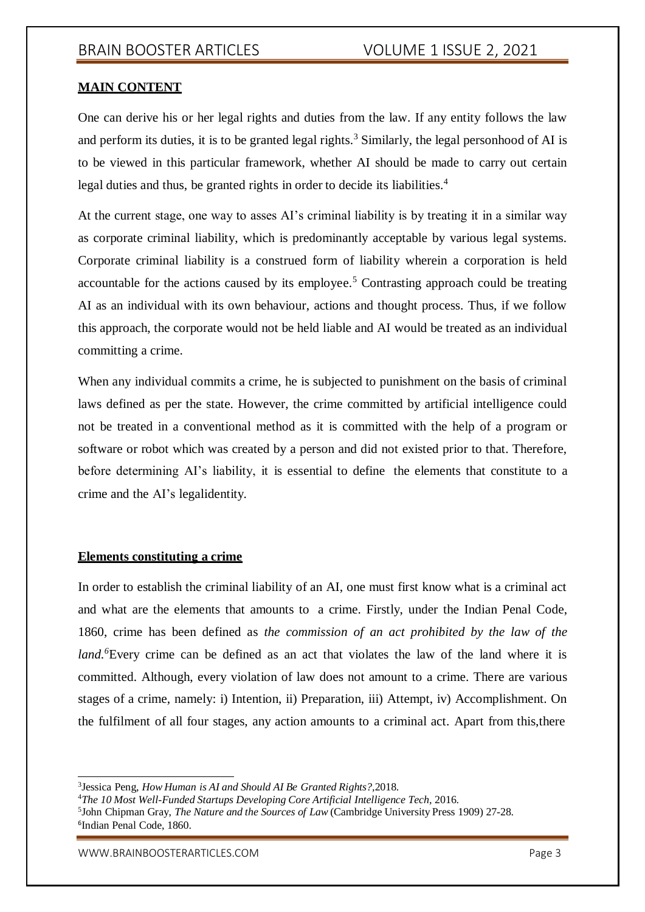**MAIN CONTENT**

One can derive his or her legal rights and duties from the law. If any entity follows the law and perform its duties, it is to be granted legal rights.[3] Similarly, the legal personhood of AI is to be viewed in this particular framework, whether AI should be made to carry out certain legal duties and thus, be granted rights in order to decide its liabilities.[4]

At the current stage, one way to asses AI's criminal liability is by treating it in a similar way as corporate criminal liability, which is predominantly acceptable by various legal systems. Corporate criminal liability is a construed form of liability wherein a corporation is held accountable for the actions caused by its employee.[5] Contrasting approach could be treating AI as an individual with its own behaviour, actions and thought process. Thus, if we follow this approach, the corporate would not be held liable and AI would be treated as an individual committing a crime.

When any individual commits a crime, he is subjected to punishment on the basis of criminal laws defined as per the state. However, the crime committed by artificial intelligence could not be treated in a conventional method as it is committed with the help of a program or software or robot which was created by a person and did not existed prior to that. Therefore, before determining AI's liability, it is essential to define the elements that constitute to a crime and the AI's legalidentity.

**Elements constituting a crime**

In order to establish the criminal liability of an AI, one must first know what is a criminal act and what are the elements that amounts to a crime. Firstly, under the Indian Penal Code, 1860, crime has been defined as *the commission of an act prohibited by the law of the land.*[6]Every crime can be defined as an act that violates the law of the land where it is committed. Although, every violation of law does not amount to a crime. There are various stages of a crime, namely: i) Intention, ii) Preparation, iii) Attempt, iv) Accomplishment. On the fulfilment of all four stages, any action amounts to a criminal act. Apart from this,there

---

[3]Jessica Peng, *How Human is AI and Should AI Be Granted Rights?*,2018.

[4]*The 10 Most Well-Funded Startups Developing Core Artificial Intelligence Tech,* 2016.

[5]John Chipman Gray, *The Nature and the Sources of Law* (Cambridge University Press 1909) 27-28.

[6]Indian Penal Code, 1860.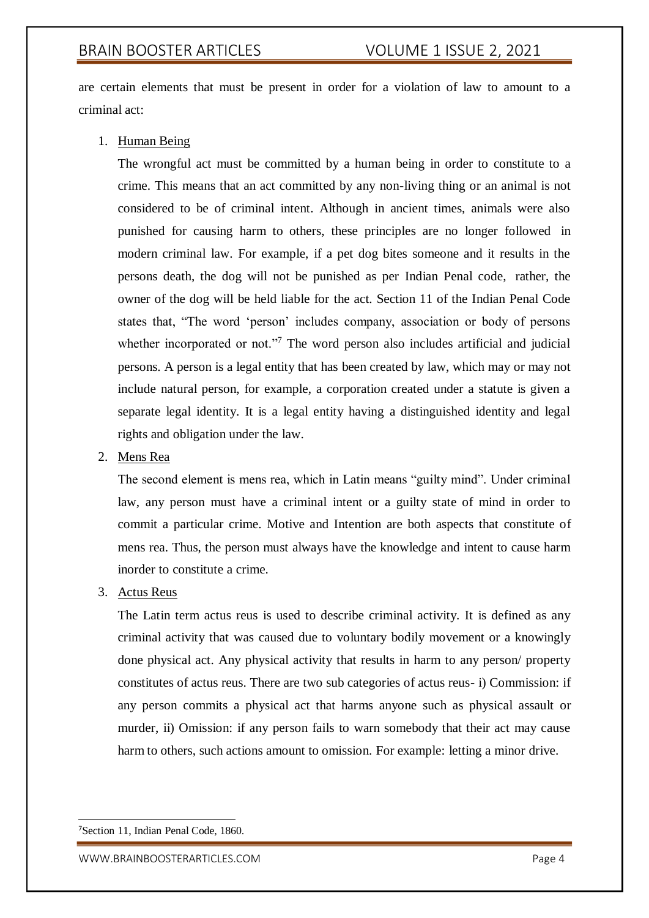are certain elements that must be present in order for a violation of law to amount to a criminal act:

1. Human Being

   The wrongful act must be committed by a human being in order to constitute to a crime. This means that an act committed by any non-living thing or an animal is not considered to be of criminal intent. Although in ancient times, animals were also punished for causing harm to others, these principles are no longer followed in modern criminal law. For example, if a pet dog bites someone and it results in the persons death, the dog will not be punished as per Indian Penal code, rather, the owner of the dog will be held liable for the act. Section 11 of the Indian Penal Code states that, "The word 'person' includes company, association or body of persons whether incorporated or not."[7] The word person also includes artificial and judicial persons. A person is a legal entity that has been created by law, which may or may not include natural person, for example, a corporation created under a statute is given a separate legal identity. It is a legal entity having a distinguished identity and legal rights and obligation under the law.

2. Mens Rea

   The second element is mens rea, which in Latin means "guilty mind". Under criminal law, any person must have a criminal intent or a guilty state of mind in order to commit a particular crime. Motive and Intention are both aspects that constitute of mens rea. Thus, the person must always have the knowledge and intent to cause harm inorder to constitute a crime.

3. Actus Reus

   The Latin term actus reus is used to describe criminal activity. It is defined as any criminal activity that was caused due to voluntary bodily movement or a knowingly done physical act. Any physical activity that results in harm to any person/ property constitutes of actus reus. There are two sub categories of actus reus- i) Commission: if any person commits a physical act that harms anyone such as physical assault or murder, ii) Omission: if any person fails to warn somebody that their act may cause harm to others, such actions amount to omission. For example: letting a minor drive.

---

[7] Section 11, Indian Penal Code, 1860.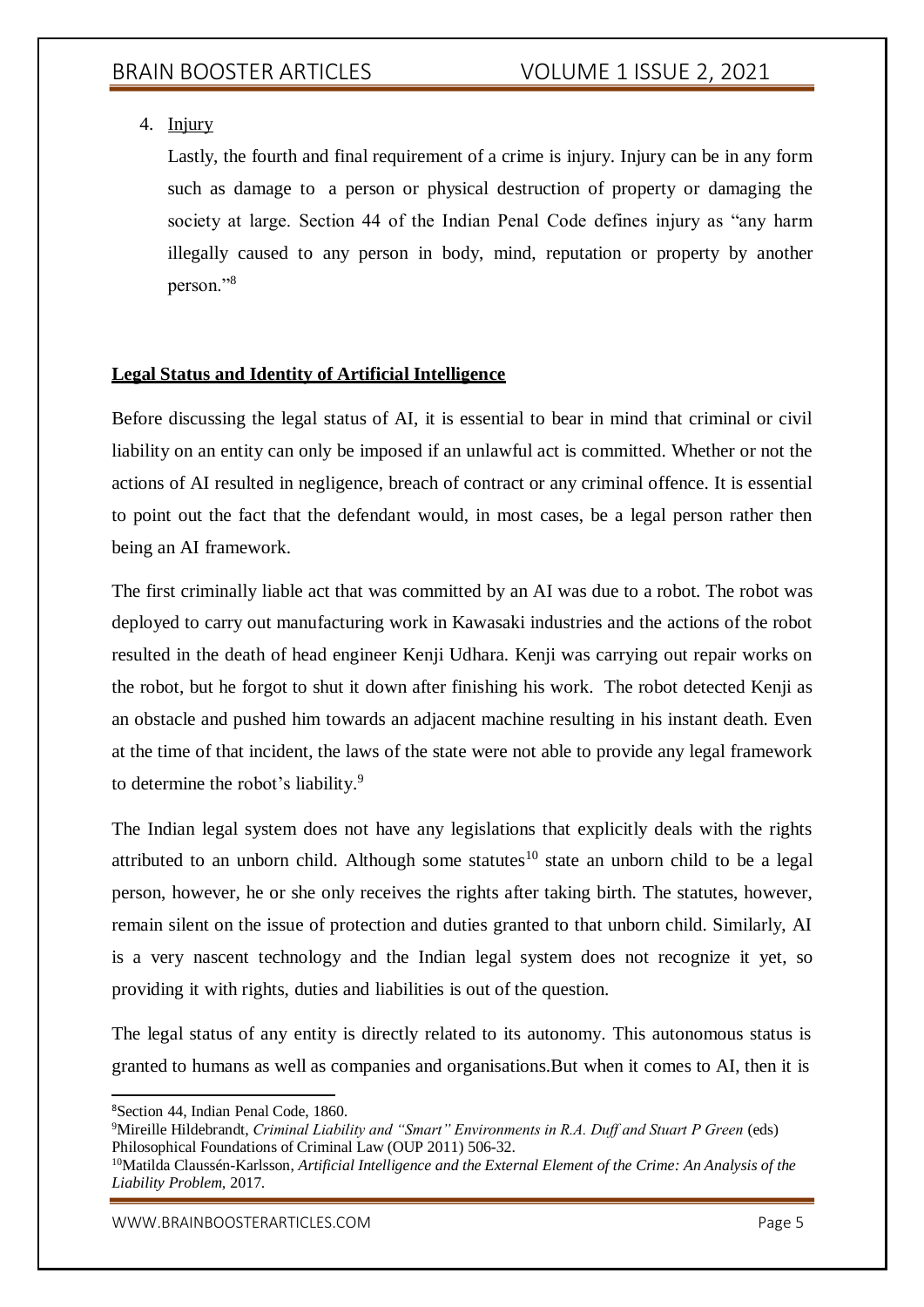4. Injury

   Lastly, the fourth and final requirement of a crime is injury. Injury can be in any form such as damage to a person or physical destruction of property or damaging the society at large. Section 44 of the Indian Penal Code defines injury as "any harm illegally caused to any person in body, mind, reputation or property by another person."[8]

**Legal Status and Identity of Artificial Intelligence**

Before discussing the legal status of AI, it is essential to bear in mind that criminal or civil liability on an entity can only be imposed if an unlawful act is committed. Whether or not the actions of AI resulted in negligence, breach of contract or any criminal offence. It is essential to point out the fact that the defendant would, in most cases, be a legal person rather then being an AI framework.

The first criminally liable act that was committed by an AI was due to a robot. The robot was deployed to carry out manufacturing work in Kawasaki industries and the actions of the robot resulted in the death of head engineer Kenji Udhara. Kenji was carrying out repair works on the robot, but he forgot to shut it down after finishing his work. The robot detected Kenji as an obstacle and pushed him towards an adjacent machine resulting in his instant death. Even at the time of that incident, the laws of the state were not able to provide any legal framework to determine the robot's liability.[9]

The Indian legal system does not have any legislations that explicitly deals with the rights attributed to an unborn child. Although some statutes[10] state an unborn child to be a legal person, however, he or she only receives the rights after taking birth. The statutes, however, remain silent on the issue of protection and duties granted to that unborn child. Similarly, AI is a very nascent technology and the Indian legal system does not recognize it yet, so providing it with rights, duties and liabilities is out of the question.

The legal status of any entity is directly related to its autonomy. This autonomous status is granted to humans as well as companies and organisations.But when it comes to AI, then it is

---

[8]Section 44, Indian Penal Code, 1860.

[9]Mireille Hildebrandt, *Criminal Liability and "Smart" Environments in R.A. Duff and Stuart P Green* (eds) Philosophical Foundations of Criminal Law (OUP 2011) 506-32.

[10]Matilda Claussén-Karlsson, *Artificial Intelligence and the External Element of the Crime: An Analysis of the Liability Problem*, 2017.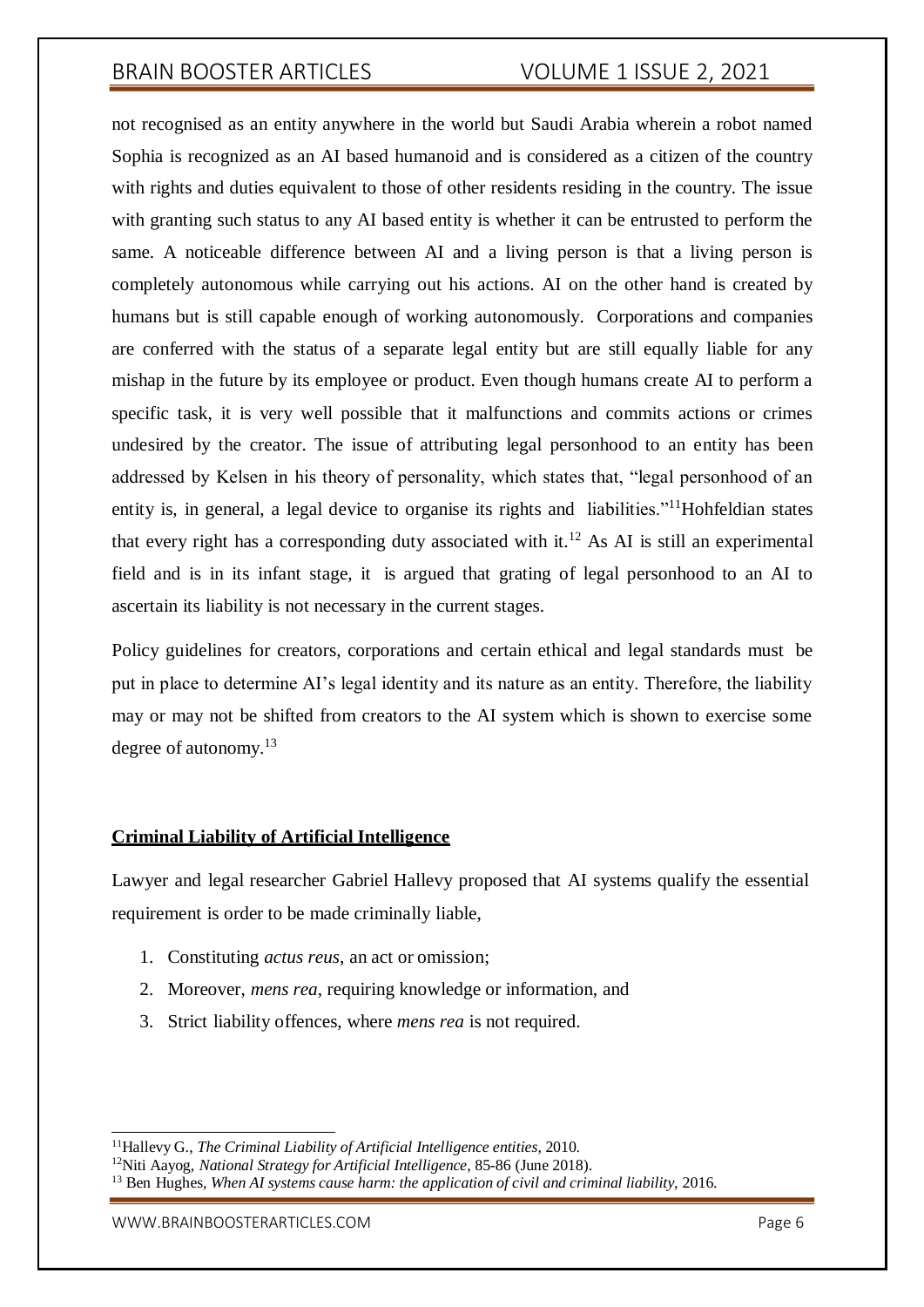not recognised as an entity anywhere in the world but Saudi Arabia wherein a robot named Sophia is recognized as an AI based humanoid and is considered as a citizen of the country with rights and duties equivalent to those of other residents residing in the country. The issue with granting such status to any AI based entity is whether it can be entrusted to perform the same. A noticeable difference between AI and a living person is that a living person is completely autonomous while carrying out his actions. AI on the other hand is created by humans but is still capable enough of working autonomously. Corporations and companies are conferred with the status of a separate legal entity but are still equally liable for any mishap in the future by its employee or product. Even though humans create AI to perform a specific task, it is very well possible that it malfunctions and commits actions or crimes undesired by the creator. The issue of attributing legal personhood to an entity has been addressed by Kelsen in his theory of personality, which states that, "legal personhood of an entity is, in general, a legal device to organise its rights and liabilities."[11]Hohfeldian states that every right has a corresponding duty associated with it.[12] As AI is still an experimental field and is in its infant stage, it is argued that grating of legal personhood to an AI to ascertain its liability is not necessary in the current stages.

Policy guidelines for creators, corporations and certain ethical and legal standards must be put in place to determine AI's legal identity and its nature as an entity. Therefore, the liability may or may not be shifted from creators to the AI system which is shown to exercise some degree of autonomy.[13]

## Criminal Liability of Artificial Intelligence

Lawyer and legal researcher Gabriel Hallevy proposed that AI systems qualify the essential requirement is order to be made criminally liable,

1. Constituting *actus reus*, an act or omission;
2. Moreover, *mens rea*, requiring knowledge or information, and
3. Strict liability offences, where *mens rea* is not required.

---

[11]Hallevy G., *The Criminal Liability of Artificial Intelligence entities*, 2010.

[12]Niti Aayog, *National Strategy for Artificial Intelligence*, 85-86 (June 2018).

[13] Ben Hughes, *When AI systems cause harm: the application of civil and criminal liability*, 2016.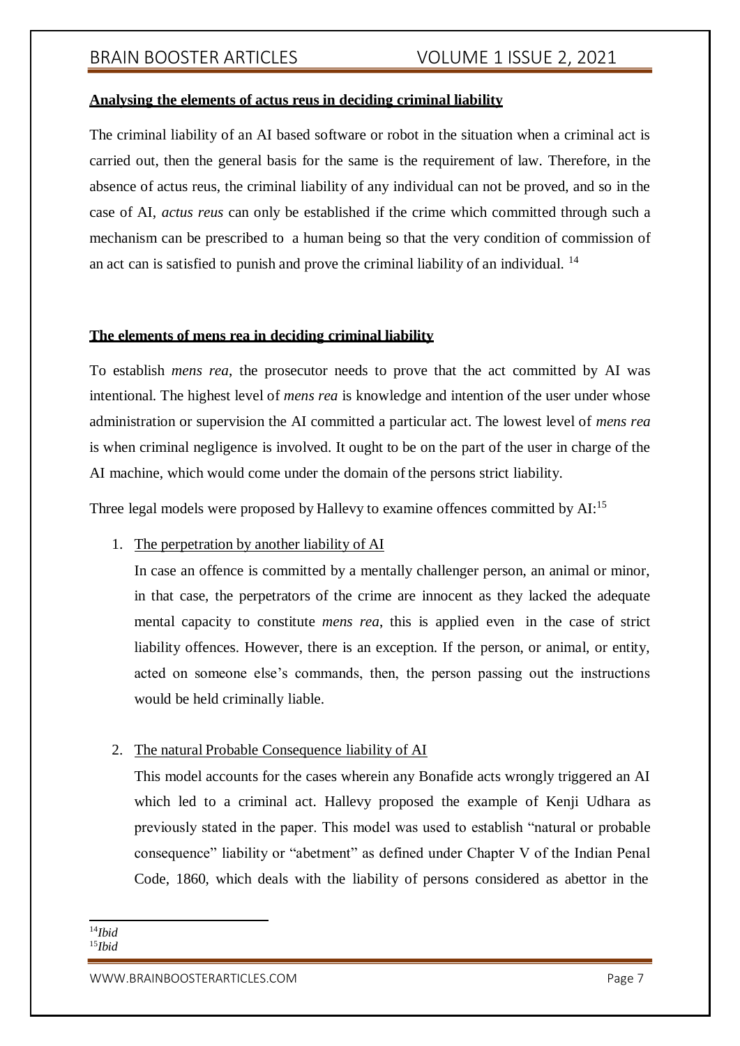**Analysing the elements of actus reus in deciding criminal liability**

The criminal liability of an AI based software or robot in the situation when a criminal act is carried out, then the general basis for the same is the requirement of law. Therefore, in the absence of actus reus, the criminal liability of any individual can not be proved, and so in the case of AI, *actus reus* can only be established if the crime which committed through such a mechanism can be prescribed to a human being so that the very condition of commission of an act can is satisfied to punish and prove the criminal liability of an individual. [14]

**The elements of mens rea in deciding criminal liability**

To establish *mens rea*, the prosecutor needs to prove that the act committed by AI was intentional. The highest level of *mens rea* is knowledge and intention of the user under whose administration or supervision the AI committed a particular act. The lowest level of *mens rea* is when criminal negligence is involved. It ought to be on the part of the user in charge of the AI machine, which would come under the domain of the persons strict liability.

Three legal models were proposed by Hallevy to examine offences committed by AI:[15]

1. The perpetration by another liability of AI

   In case an offence is committed by a mentally challenger person, an animal or minor, in that case, the perpetrators of the crime are innocent as they lacked the adequate mental capacity to constitute *mens rea*, this is applied even in the case of strict liability offences. However, there is an exception. If the person, or animal, or entity, acted on someone else's commands, then, the person passing out the instructions would be held criminally liable.

2. The natural Probable Consequence liability of AI

   This model accounts for the cases wherein any Bonafide acts wrongly triggered an AI which led to a criminal act. Hallevy proposed the example of Kenji Udhara as previously stated in the paper. This model was used to establish "natural or probable consequence" liability or "abetment" as defined under Chapter V of the Indian Penal Code, 1860, which deals with the liability of persons considered as abettor in the

[14] *Ibid*

[15] *Ibid*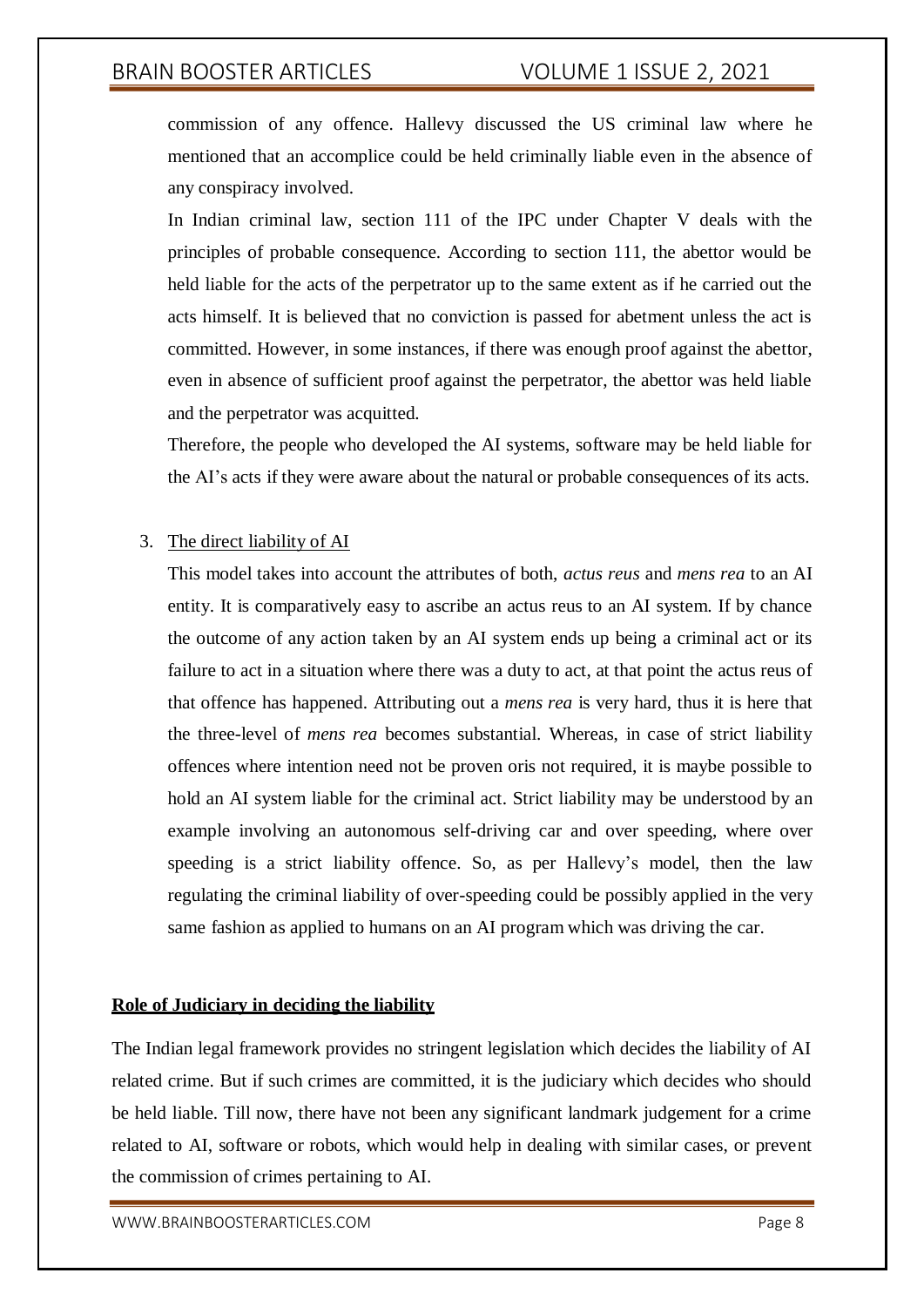commission of any offence. Hallevy discussed the US criminal law where he mentioned that an accomplice could be held criminally liable even in the absence of any conspiracy involved.

In Indian criminal law, section 111 of the IPC under Chapter V deals with the principles of probable consequence. According to section 111, the abettor would be held liable for the acts of the perpetrator up to the same extent as if he carried out the acts himself. It is believed that no conviction is passed for abetment unless the act is committed. However, in some instances, if there was enough proof against the abettor, even in absence of sufficient proof against the perpetrator, the abettor was held liable and the perpetrator was acquitted.

Therefore, the people who developed the AI systems, software may be held liable for the AI's acts if they were aware about the natural or probable consequences of its acts.

3. The direct liability of AI

   This model takes into account the attributes of both, *actus reus* and *mens rea* to an AI entity. It is comparatively easy to ascribe an actus reus to an AI system. If by chance the outcome of any action taken by an AI system ends up being a criminal act or its failure to act in a situation where there was a duty to act, at that point the actus reus of that offence has happened. Attributing out a *mens rea* is very hard, thus it is here that the three-level of *mens rea* becomes substantial. Whereas, in case of strict liability offences where intention need not be proven oris not required, it is maybe possible to hold an AI system liable for the criminal act. Strict liability may be understood by an example involving an autonomous self-driving car and over speeding, where over speeding is a strict liability offence. So, as per Hallevy's model, then the law regulating the criminal liability of over-speeding could be possibly applied in the very same fashion as applied to humans on an AI program which was driving the car.

**Role of Judiciary in deciding the liability**

The Indian legal framework provides no stringent legislation which decides the liability of AI related crime. But if such crimes are committed, it is the judiciary which decides who should be held liable. Till now, there have not been any significant landmark judgement for a crime related to AI, software or robots, which would help in dealing with similar cases, or prevent the commission of crimes pertaining to AI.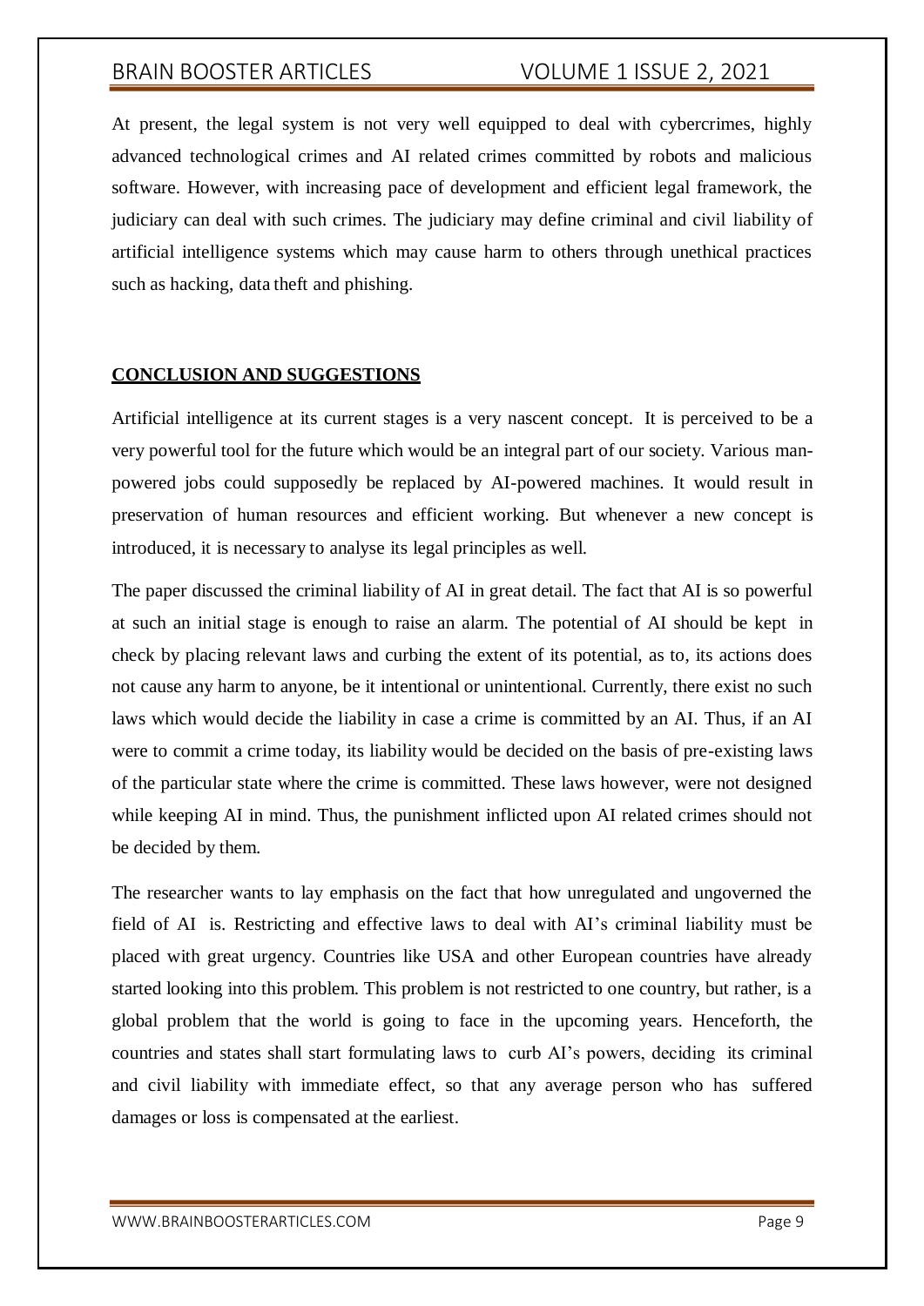At present, the legal system is not very well equipped to deal with cybercrimes, highly advanced technological crimes and AI related crimes committed by robots and malicious software. However, with increasing pace of development and efficient legal framework, the judiciary can deal with such crimes. The judiciary may define criminal and civil liability of artificial intelligence systems which may cause harm to others through unethical practices such as hacking, data theft and phishing.

## **CONCLUSION AND SUGGESTIONS**

Artificial intelligence at its current stages is a very nascent concept. It is perceived to be a very powerful tool for the future which would be an integral part of our society. Various man-powered jobs could supposedly be replaced by AI-powered machines. It would result in preservation of human resources and efficient working. But whenever a new concept is introduced, it is necessary to analyse its legal principles as well.

The paper discussed the criminal liability of AI in great detail. The fact that AI is so powerful at such an initial stage is enough to raise an alarm. The potential of AI should be kept in check by placing relevant laws and curbing the extent of its potential, as to, its actions does not cause any harm to anyone, be it intentional or unintentional. Currently, there exist no such laws which would decide the liability in case a crime is committed by an AI. Thus, if an AI were to commit a crime today, its liability would be decided on the basis of pre-existing laws of the particular state where the crime is committed. These laws however, were not designed while keeping AI in mind. Thus, the punishment inflicted upon AI related crimes should not be decided by them.

The researcher wants to lay emphasis on the fact that how unregulated and ungoverned the field of AI is. Restricting and effective laws to deal with AI's criminal liability must be placed with great urgency. Countries like USA and other European countries have already started looking into this problem. This problem is not restricted to one country, but rather, is a global problem that the world is going to face in the upcoming years. Henceforth, the countries and states shall start formulating laws to curb AI's powers, deciding its criminal and civil liability with immediate effect, so that any average person who has suffered damages or loss is compensated at the earliest.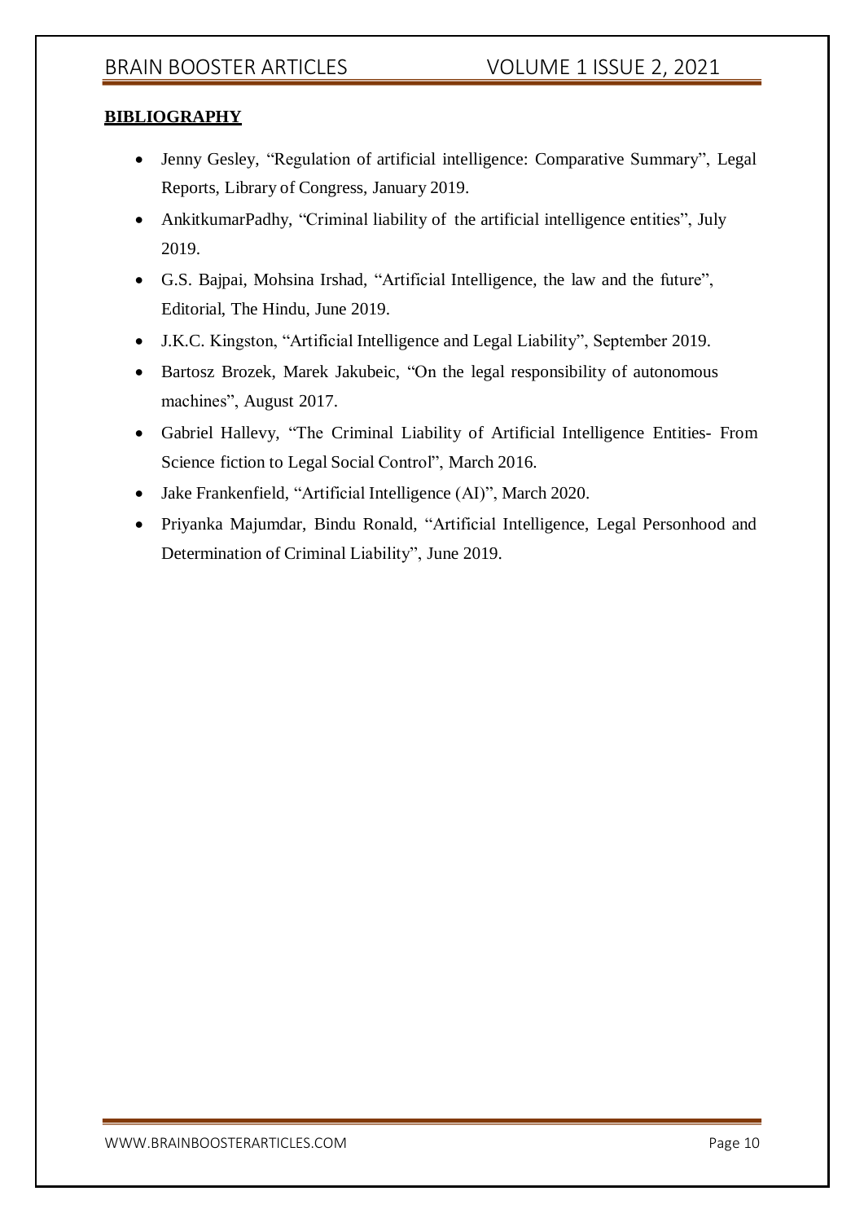**BIBLIOGRAPHY**

- Jenny Gesley, "Regulation of artificial intelligence: Comparative Summary", Legal Reports, Library of Congress, January 2019.
- AnkitkumarPadhy, "Criminal liability of the artificial intelligence entities", July 2019.
- G.S. Bajpai, Mohsina Irshad, "Artificial Intelligence, the law and the future", Editorial, The Hindu, June 2019.
- J.K.C. Kingston, "Artificial Intelligence and Legal Liability", September 2019.
- Bartosz Brozek, Marek Jakubeic, "On the legal responsibility of autonomous machines", August 2017.
- Gabriel Hallevy, "The Criminal Liability of Artificial Intelligence Entities- From Science fiction to Legal Social Control", March 2016.
- Jake Frankenfield, "Artificial Intelligence (AI)", March 2020.
- Priyanka Majumdar, Bindu Ronald, "Artificial Intelligence, Legal Personhood and Determination of Criminal Liability", June 2019.